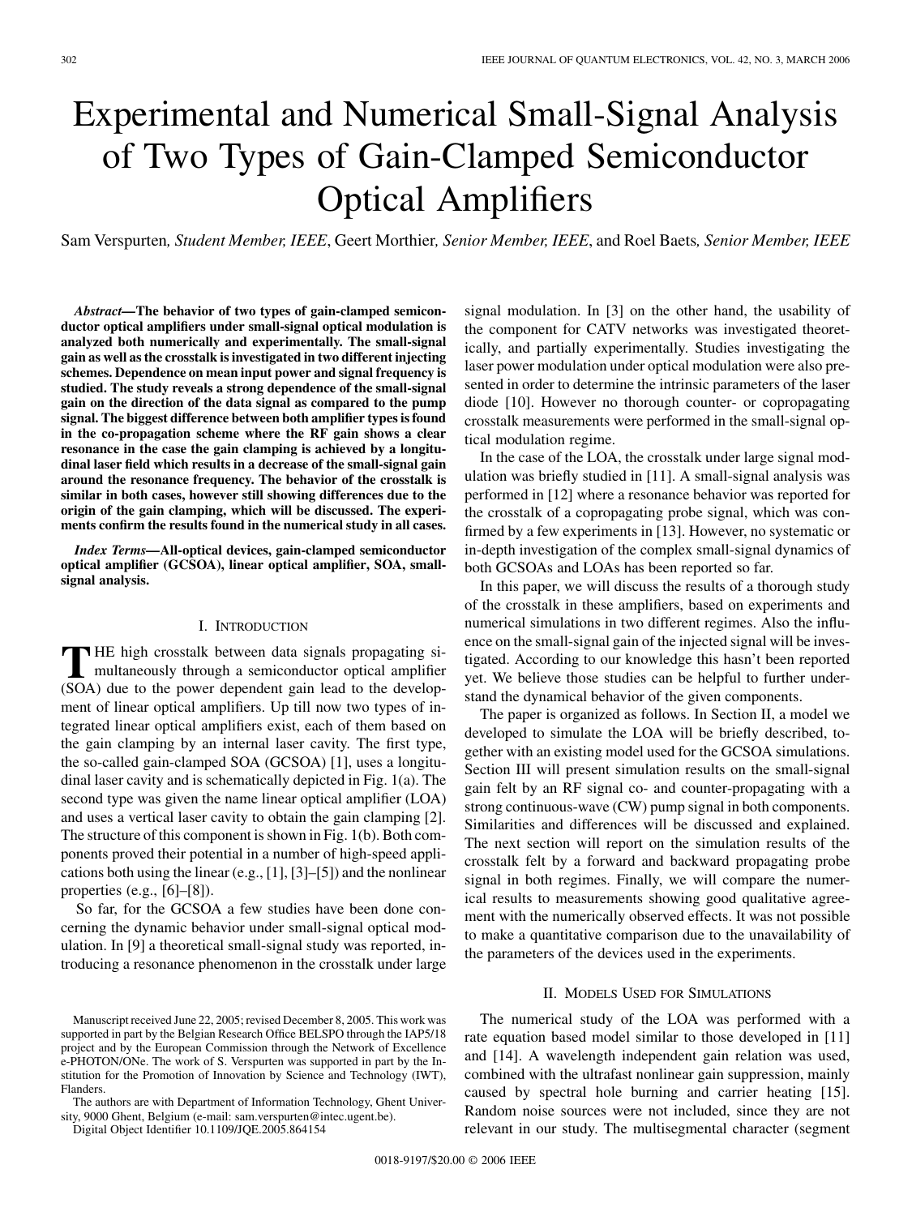# Experimental and Numerical Small-Signal Analysis of Two Types of Gain-Clamped Semiconductor Optical Amplifiers

Sam Verspurten, *Student Member, IEEE*, Geert Morthier, *Senior Member, IEEE*, and Roel Baets, *Senior Member, IEEE*

***Abstract*—The behavior of two types of gain-clamped semiconductor optical amplifiers under small-signal optical modulation is analyzed both numerically and experimentally. The small-signal gain as well as the crosstalk is investigated in two different injecting schemes. Dependence on mean input power and signal frequency is studied. The study reveals a strong dependence of the small-signal gain on the direction of the data signal as compared to the pump signal. The biggest difference between both amplifier types is found in the co-propagation scheme where the RF gain shows a clear resonance in the case the gain clamping is achieved by a longitudinal laser field which results in a decrease of the small-signal gain around the resonance frequency. The behavior of the crosstalk is similar in both cases, however still showing differences due to the origin of the gain clamping, which will be discussed. The experiments confirm the results found in the numerical study in all cases.**

***Index Terms*—All-optical devices, gain-clamped semiconductor optical amplifier (GCSOA), linear optical amplifier, SOA, small-signal analysis.**

## I. Introduction

The high crosstalk between data signals propagating simultaneously through a semiconductor optical amplifier (SOA) due to the power dependent gain lead to the development of linear optical amplifiers. Up till now two types of integrated linear optical amplifiers exist, each of them based on the gain clamping by an internal laser cavity. The first type, the so-called gain-clamped SOA (GCSOA) [1], uses a longitudinal laser cavity and is schematically depicted in Fig. 1(a). The second type was given the name linear optical amplifier (LOA) and uses a vertical laser cavity to obtain the gain clamping [2]. The structure of this component is shown in Fig. 1(b). Both components proved their potential in a number of high-speed applications both using the linear (e.g., [1], [3]–[5]) and the nonlinear properties (e.g., [6]–[8]).

So far, for the GCSOA a few studies have been done concerning the dynamic behavior under small-signal optical modulation. In [9] a theoretical small-signal study was reported, introducing a resonance phenomenon in the crosstalk under large signal modulation. In [3] on the other hand, the usability of the component for CATV networks was investigated theoretically, and partially experimentally. Studies investigating the laser power modulation under optical modulation were also presented in order to determine the intrinsic parameters of the laser diode [10]. However no thorough counter- or copropagating crosstalk measurements were performed in the small-signal optical modulation regime.

In the case of the LOA, the crosstalk under large signal modulation was briefly studied in [11]. A small-signal analysis was performed in [12] where a resonance behavior was reported for the crosstalk of a copropagating probe signal, which was confirmed by a few experiments in [13]. However, no systematic or in-depth investigation of the complex small-signal dynamics of both GCSOAs and LOAs has been reported so far.

In this paper, we will discuss the results of a thorough study of the crosstalk in these amplifiers, based on experiments and numerical simulations in two different regimes. Also the influence on the small-signal gain of the injected signal will be investigated. According to our knowledge this hasn't been reported yet. We believe those studies can be helpful to further understand the dynamical behavior of the given components.

The paper is organized as follows. In Section II, a model we developed to simulate the LOA will be briefly described, together with an existing model used for the GCSOA simulations. Section III will present simulation results on the small-signal gain felt by an RF signal co- and counter-propagating with a strong continuous-wave (CW) pump signal in both components. Similarities and differences will be discussed and explained. The next section will report on the simulation results of the crosstalk felt by a forward and backward propagating probe signal in both regimes. Finally, we will compare the numerical results to measurements showing good qualitative agreement with the numerically observed effects. It was not possible to make a quantitative comparison due to the unavailability of the parameters of the devices used in the experiments.

## II. Models Used for Simulations

The numerical study of the LOA was performed with a rate equation based model similar to those developed in [11] and [14]. A wavelength independent gain relation was used, combined with the ultrafast nonlinear gain suppression, mainly caused by spectral hole burning and carrier heating [15]. Random noise sources were not included, since they are not relevant in our study. The multisegmental character (segment

Manuscript received June 22, 2005; revised December 8, 2005. This work was supported in part by the Belgian Research Office BELSPO through the IAP5/18 project and by the European Commission through the Network of Excellence e-PHOTON/ONe. The work of S. Verspurten was supported in part by the Institution for the Promotion of Innovation by Science and Technology (IWT), Flanders.

The authors are with Department of Information Technology, Ghent University, 9000 Ghent, Belgium (e-mail: sam.verspurten@intec.ugent.be).

Digital Object Identifier 10.1109/JQE.2005.864154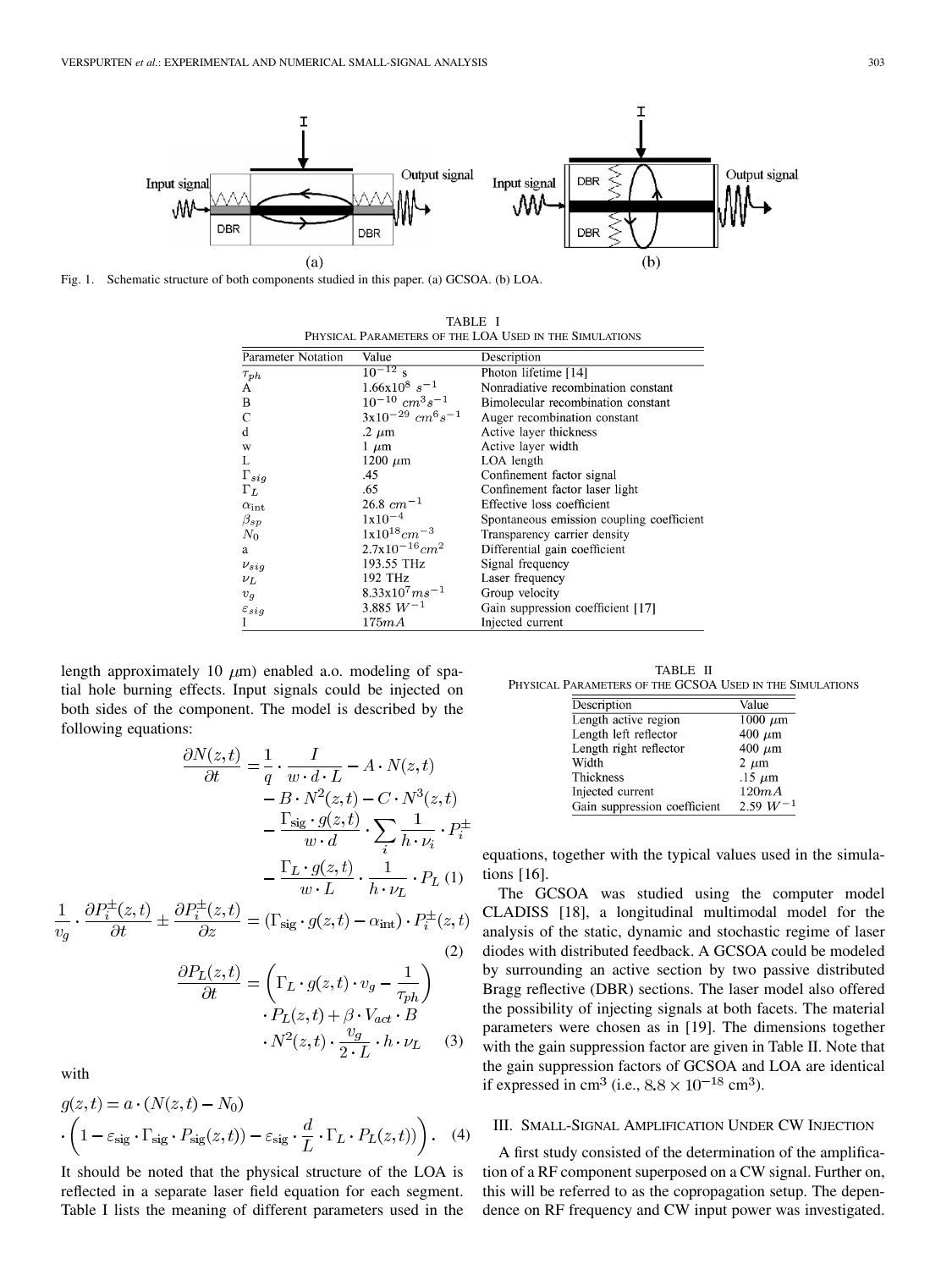Fig. 1. Schematic structure of both components studied in this paper. (a) GCSOA. (b) LOA.

TABLE I
PHYSICAL PARAMETERS OF THE LOA USED IN THE SIMULATIONS

| Parameter Notation | Value | Description |
|---|---|---|
| $\tau_{ph}$ | $10^{-12}$ s | Photon lifetime [14] |
| A | $1.66\text{x}10^{8}\ s^{-1}$ | Nonradiative recombination constant |
| B | $10^{-10}\ cm^3 s^{-1}$ | Bimolecular recombination constant |
| C | $3\text{x}10^{-29}\ cm^6 s^{-1}$ | Auger recombination constant |
| d | .2 $\mu$m | Active layer thickness |
| w | 1 $\mu$m | Active layer width |
| L | 1200 $\mu$m | LOA length |
| $\Gamma_{sig}$ | .45 | Confinement factor signal |
| $\Gamma_L$ | .65 | Confinement factor laser light |
| $\alpha_{\text{int}}$ | 26.8 $cm^{-1}$ | Effective loss coefficient |
| $\beta_{sp}$ | $1\text{x}10^{-4}$ | Spontaneous emission coupling coefficient |
| $N_0$ | $1\text{x}10^{18} cm^{-3}$ | Transparency carrier density |
| a | $2.7\text{x}10^{-16} cm^2$ | Differential gain coefficient |
| $\nu_{sig}$ | 193.55 THz | Signal frequency |
| $\nu_L$ | 192 THz | Laser frequency |
| $v_g$ | $8.33\text{x}10^7 ms^{-1}$ | Group velocity |
| $\varepsilon_{sig}$ | 3.885 $W^{-1}$ | Gain suppression coefficient [17] |
| I | 175$mA$ | Injected current |

length approximately 10 $\mu$m) enabled a.o. modeling of spatial hole burning effects. Input signals could be injected on both sides of the component. The model is described by the following equations:

$$\frac{\partial N(z,t)}{\partial t} = \frac{1}{q} \cdot \frac{I}{w \cdot d \cdot L} - A \cdot N(z,t) - B \cdot N^2(z,t) - C \cdot N^3(z,t) - \frac{\Gamma_{\text{sig}} \cdot g(z,t)}{w \cdot d} \cdot \sum_i \frac{1}{h \cdot \nu_i} \cdot P_i^{\pm} - \frac{\Gamma_L \cdot g(z,t)}{w \cdot L} \cdot \frac{1}{h \cdot \nu_L} \cdot P_L \quad (1)$$

$$\frac{1}{v_g} \cdot \frac{\partial P_i^{\pm}(z,t)}{\partial t} \pm \frac{\partial P_i^{\pm}(z,t)}{\partial z} = (\Gamma_{\text{sig}} \cdot g(z,t) - \alpha_{\text{int}}) \cdot P_i^{\pm}(z,t) \quad (2)$$

$$\frac{\partial P_L(z,t)}{\partial t} = \left(\Gamma_L \cdot g(z,t) \cdot v_g - \frac{1}{\tau_{ph}}\right) \cdot P_L(z,t) + \beta \cdot V_{act} \cdot B \cdot N^2(z,t) \cdot \frac{v_g}{2 \cdot L} \cdot h \cdot \nu_L \quad (3)$$

with

$$g(z,t) = a \cdot (N(z,t) - N_0) \cdot \left(1 - \varepsilon_{\text{sig}} \cdot \Gamma_{\text{sig}} \cdot P_{\text{sig}}(z,t)) - \varepsilon_{\text{sig}} \cdot \frac{d}{L} \cdot \Gamma_L \cdot P_L(z,t)\right). \quad (4)$$

It should be noted that the physical structure of the LOA is reflected in a separate laser field equation for each segment. Table I lists the meaning of different parameters used in the equations, together with the typical values used in the simulations [16].

TABLE II
PHYSICAL PARAMETERS OF THE GCSOA USED IN THE SIMULATIONS

| Description | Value |
|---|---|
| Length active region | 1000 $\mu$m |
| Length left reflector | 400 $\mu$m |
| Length right reflector | 400 $\mu$m |
| Width | 2 $\mu$m |
| Thickness | .15 $\mu$m |
| Injected current | 120$mA$ |
| Gain suppression coefficient | 2.59 $W^{-1}$ |

The GCSOA was studied using the computer model CLADISS [18], a longitudinal multimodal model for the analysis of the static, dynamic and stochastic regime of laser diodes with distributed feedback. A GCSOA could be modeled by surrounding an active section by two passive distributed Bragg reflective (DBR) sections. The laser model also offered the possibility of injecting signals at both facets. The material parameters were chosen as in [19]. The dimensions together with the gain suppression factor are given in Table II. Note that the gain suppression factors of GCSOA and LOA are identical if expressed in cm$^3$ (i.e., $8.8 \times 10^{-18}$ cm$^3$).

## III. SMALL-SIGNAL AMPLIFICATION UNDER CW INJECTION

A first study consisted of the determination of the amplification of a RF component superposed on a CW signal. Further on, this will be referred to as the copropagation setup. The dependence on RF frequency and CW input power was investigated.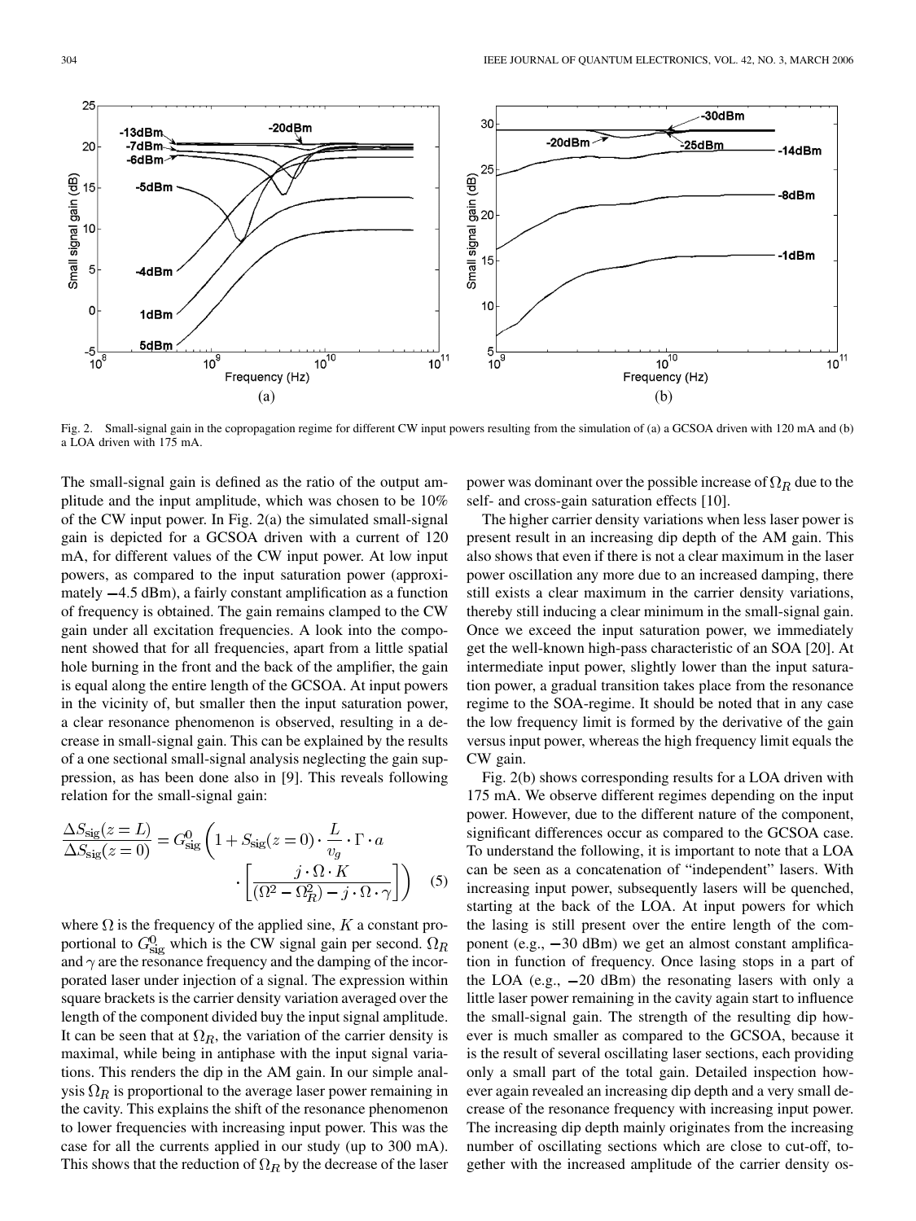(a)

Small signal gain (dB)

Frequency (Hz)

-13dBm
-20dBm
-7dBm
-6dBm
-5dBm
-4dBm
1dBm
5dBm

(b)

Small signal gain (dB)

Frequency (Hz)

-30dBm
-20dBm
-25dBm
-14dBm
-8dBm
-1dBm

Fig. 2. Small-signal gain in the copropagation regime for different CW input powers resulting from the simulation of (a) a GCSOA driven with 120 mA and (b) a LOA driven with 175 mA.

The small-signal gain is defined as the ratio of the output amplitude and the input amplitude, which was chosen to be 10% of the CW input power. In Fig. 2(a) the simulated small-signal gain is depicted for a GCSOA driven with a current of 120 mA, for different values of the CW input power. At low input powers, as compared to the input saturation power (approximately −4.5 dBm), a fairly constant amplification as a function of frequency is obtained. The gain remains clamped to the CW gain under all excitation frequencies. A look into the component showed that for all frequencies, apart from a little spatial hole burning in the front and the back of the amplifier, the gain is equal along the entire length of the GCSOA. At input powers in the vicinity of, but smaller then the input saturation power, a clear resonance phenomenon is observed, resulting in a decrease in small-signal gain. This can be explained by the results of a one sectional small-signal analysis neglecting the gain suppression, as has been done also in [9]. This reveals following relation for the small-signal gain:

$$\frac{\Delta S_{\mathrm{sig}}(z=L)}{\Delta S_{\mathrm{sig}}(z=0)} = G_{\mathrm{sig}}^{0}\left(1 + S_{\mathrm{sig}}(z=0)\cdot\frac{L}{v_g}\cdot\Gamma\cdot a \cdot\left[\frac{j\cdot\Omega\cdot K}{(\Omega^2-\Omega_R^2)-j\cdot\Omega\cdot\gamma}\right]\right) \quad (5)$$

where $\Omega$ is the frequency of the applied sine, $K$ a constant proportional to $G_{\mathrm{sig}}^{0}$ which is the CW signal gain per second. $\Omega_R$ and $\gamma$ are the resonance frequency and the damping of the incorporated laser under injection of a signal. The expression within square brackets is the carrier density variation averaged over the length of the component divided buy the input signal amplitude. It can be seen that at $\Omega_R$, the variation of the carrier density is maximal, while being in antiphase with the input signal variations. This renders the dip in the AM gain. In our simple analysis $\Omega_R$ is proportional to the average laser power remaining in the cavity. This explains the shift of the resonance phenomenon to lower frequencies with increasing input power. This was the case for all the currents applied in our study (up to 300 mA). This shows that the reduction of $\Omega_R$ by the decrease of the laser power was dominant over the possible increase of $\Omega_R$ due to the self- and cross-gain saturation effects [10].

The higher carrier density variations when less laser power is present result in an increasing dip depth of the AM gain. This also shows that even if there is not a clear maximum in the laser power oscillation any more due to an increased damping, there still exists a clear maximum in the carrier density variations, thereby still inducing a clear minimum in the small-signal gain. Once we exceed the input saturation power, we immediately get the well-known high-pass characteristic of an SOA [20]. At intermediate input power, slightly lower than the input saturation power, a gradual transition takes place from the resonance regime to the SOA-regime. It should be noted that in any case the low frequency limit is formed by the derivative of the gain versus input power, whereas the high frequency limit equals the CW gain.

Fig. 2(b) shows corresponding results for a LOA driven with 175 mA. We observe different regimes depending on the input power. However, due to the different nature of the component, significant differences occur as compared to the GCSOA case. To understand the following, it is important to note that a LOA can be seen as a concatenation of "independent" lasers. With increasing input power, subsequently lasers will be quenched, starting at the back of the LOA. At input powers for which the lasing is still present over the entire length of the component (e.g., −30 dBm) we get an almost constant amplification in function of frequency. Once lasing stops in a part of the LOA (e.g., −20 dBm) the resonating lasers with only a little laser power remaining in the cavity again start to influence the small-signal gain. The strength of the resulting dip however is much smaller as compared to the GCSOA, because it is the result of several oscillating laser sections, each providing only a small part of the total gain. Detailed inspection however again revealed an increasing dip depth and a very small decrease of the resonance frequency with increasing input power. The increasing dip depth mainly originates from the increasing number of oscillating sections which are close to cut-off, together with the increased amplitude of the carrier density os-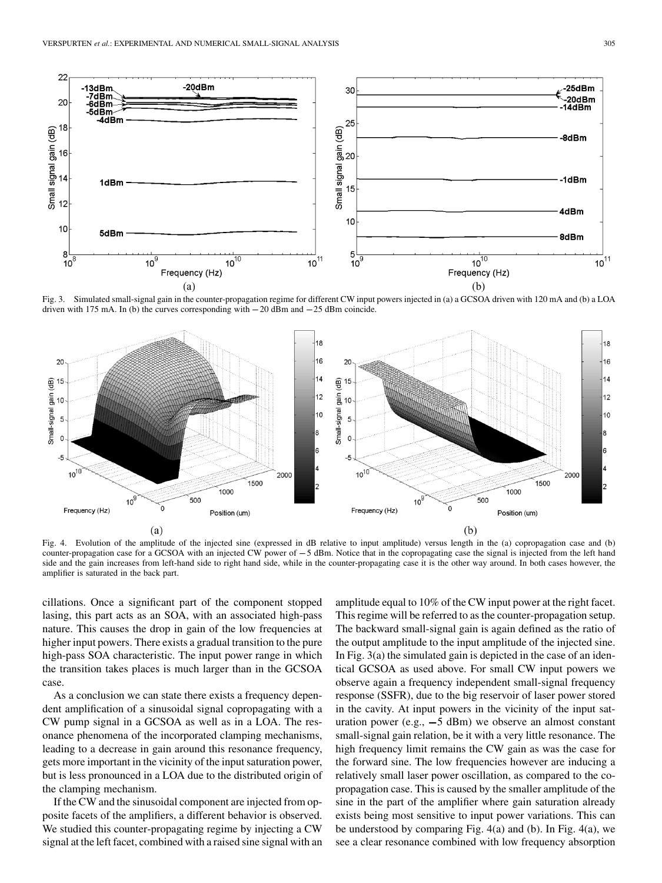Fig. 3. Simulated small-signal gain in the counter-propagation regime for different CW input powers injected in (a) a GCSOA driven with 120 mA and (b) a LOA driven with 175 mA. In (b) the curves corresponding with −20 dBm and −25 dBm coincide.

Fig. 4. Evolution of the amplitude of the injected sine (expressed in dB relative to input amplitude) versus length in the (a) copropagation case and (b) counter-propagation case for a GCSOA with an injected CW power of −5 dBm. Notice that in the copropagating case the signal is injected from the left hand side and the gain increases from left-hand side to right hand side, while in the counter-propagating case it is the other way around. In both cases however, the amplifier is saturated in the back part.

cillations. Once a significant part of the component stopped lasing, this part acts as an SOA, with an associated high-pass nature. This causes the drop in gain of the low frequencies at higher input powers. There exists a gradual transition to the pure high-pass SOA characteristic. The input power range in which the transition takes places is much larger than in the GCSOA case.

As a conclusion we can state there exists a frequency dependent amplification of a sinusoidal signal copropagating with a CW pump signal in a GCSOA as well as in a LOA. The resonance phenomena of the incorporated clamping mechanisms, leading to a decrease in gain around this resonance frequency, gets more important in the vicinity of the input saturation power, but is less pronounced in a LOA due to the distributed origin of the clamping mechanism.

If the CW and the sinusoidal component are injected from opposite facets of the amplifiers, a different behavior is observed. We studied this counter-propagating regime by injecting a CW signal at the left facet, combined with a raised sine signal with an amplitude equal to 10% of the CW input power at the right facet. This regime will be referred to as the counter-propagation setup. The backward small-signal gain is again defined as the ratio of the output amplitude to the input amplitude of the injected sine. In Fig. 3(a) the simulated gain is depicted in the case of an identical GCSOA as used above. For small CW input powers we observe again a frequency independent small-signal frequency response (SSFR), due to the big reservoir of laser power stored in the cavity. At input powers in the vicinity of the input saturation power (e.g., −5 dBm) we observe an almost constant small-signal gain relation, be it with a very little resonance. The high frequency limit remains the CW gain as was the case for the forward sine. The low frequencies however are inducing a relatively small laser power oscillation, as compared to the copropagation case. This is caused by the smaller amplitude of the sine in the part of the amplifier where gain saturation already exists being most sensitive to input power variations. This can be understood by comparing Fig. 4(a) and (b). In Fig. 4(a), we see a clear resonance combined with low frequency absorption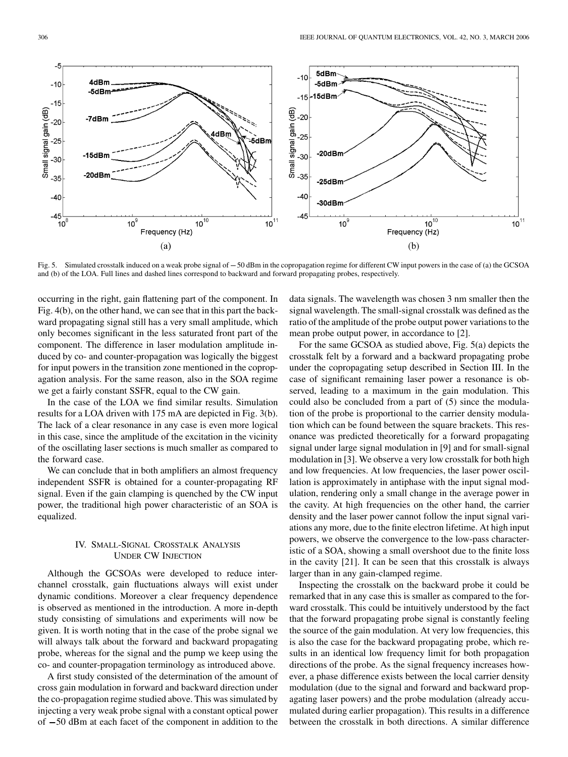(a)

Small signal gain (dB)

Frequency (Hz)

4dBm
-5dBm
-7dBm
-15dBm
-20dBm
4dBm
-5dBm

(b)

Small signal gain (dB)

Frequency (Hz)

5dBm
-5dBm
-15dBm
-20dBm
-25dBm
-30dBm

Fig. 5. Simulated crosstalk induced on a weak probe signal of −50 dBm in the copropagation regime for different CW input powers in the case of (a) the GCSOA and (b) of the LOA. Full lines and dashed lines correspond to backward and forward propagating probes, respectively.

occurring in the right, gain flattening part of the component. In Fig. 4(b), on the other hand, we can see that in this part the backward propagating signal still has a very small amplitude, which only becomes significant in the less saturated front part of the component. The difference in laser modulation amplitude induced by co- and counter-propagation was logically the biggest for input powers in the transition zone mentioned in the copropagation analysis. For the same reason, also in the SOA regime we get a fairly constant SSFR, equal to the CW gain.

In the case of the LOA we find similar results. Simulation results for a LOA driven with 175 mA are depicted in Fig. 3(b). The lack of a clear resonance in any case is even more logical in this case, since the amplitude of the excitation in the vicinity of the oscillating laser sections is much smaller as compared to the forward case.

We can conclude that in both amplifiers an almost frequency independent SSFR is obtained for a counter-propagating RF signal. Even if the gain clamping is quenched by the CW input power, the traditional high power characteristic of an SOA is equalized.

## IV. Small-Signal Crosstalk Analysis Under CW Injection

Although the GCSOAs were developed to reduce inter-channel crosstalk, gain fluctuations always will exist under dynamic conditions. Moreover a clear frequency dependence is observed as mentioned in the introduction. A more in-depth study consisting of simulations and experiments will now be given. It is worth noting that in the case of the probe signal we will always talk about the forward and backward propagating probe, whereas for the signal and the pump we keep using the co- and counter-propagation terminology as introduced above.

A first study consisted of the determination of the amount of cross gain modulation in forward and backward direction under the co-propagation regime studied above. This was simulated by injecting a very weak probe signal with a constant optical power of −50 dBm at each facet of the component in addition to the data signals. The wavelength was chosen 3 nm smaller then the signal wavelength. The small-signal crosstalk was defined as the ratio of the amplitude of the probe output power variations to the mean probe output power, in accordance to [2].

For the same GCSOA as studied above, Fig. 5(a) depicts the crosstalk felt by a forward and a backward propagating probe under the copropagating setup described in Section III. In the case of significant remaining laser power a resonance is observed, leading to a maximum in the gain modulation. This could also be concluded from a part of (5) since the modulation of the probe is proportional to the carrier density modulation which can be found between the square brackets. This resonance was predicted theoretically for a forward propagating signal under large signal modulation in [9] and for small-signal modulation in [3]. We observe a very low crosstalk for both high and low frequencies. At low frequencies, the laser power oscillation is approximately in antiphase with the input signal modulation, rendering only a small change in the average power in the cavity. At high frequencies on the other hand, the carrier density and the laser power cannot follow the input signal variations any more, due to the finite electron lifetime. At high input powers, we observe the convergence to the low-pass characteristic of a SOA, showing a small overshoot due to the finite loss in the cavity [21]. It can be seen that this crosstalk is always larger than in any gain-clamped regime.

Inspecting the crosstalk on the backward probe it could be remarked that in any case this is smaller as compared to the forward crosstalk. This could be intuitively understood by the fact that the forward propagating probe signal is constantly feeling the source of the gain modulation. At very low frequencies, this is also the case for the backward propagating probe, which results in an identical low frequency limit for both propagation directions of the probe. As the signal frequency increases however, a phase difference exists between the local carrier density modulation (due to the signal and forward and backward propagating laser powers) and the probe modulation (already accumulated during earlier propagation). This results in a difference between the crosstalk in both directions. A similar difference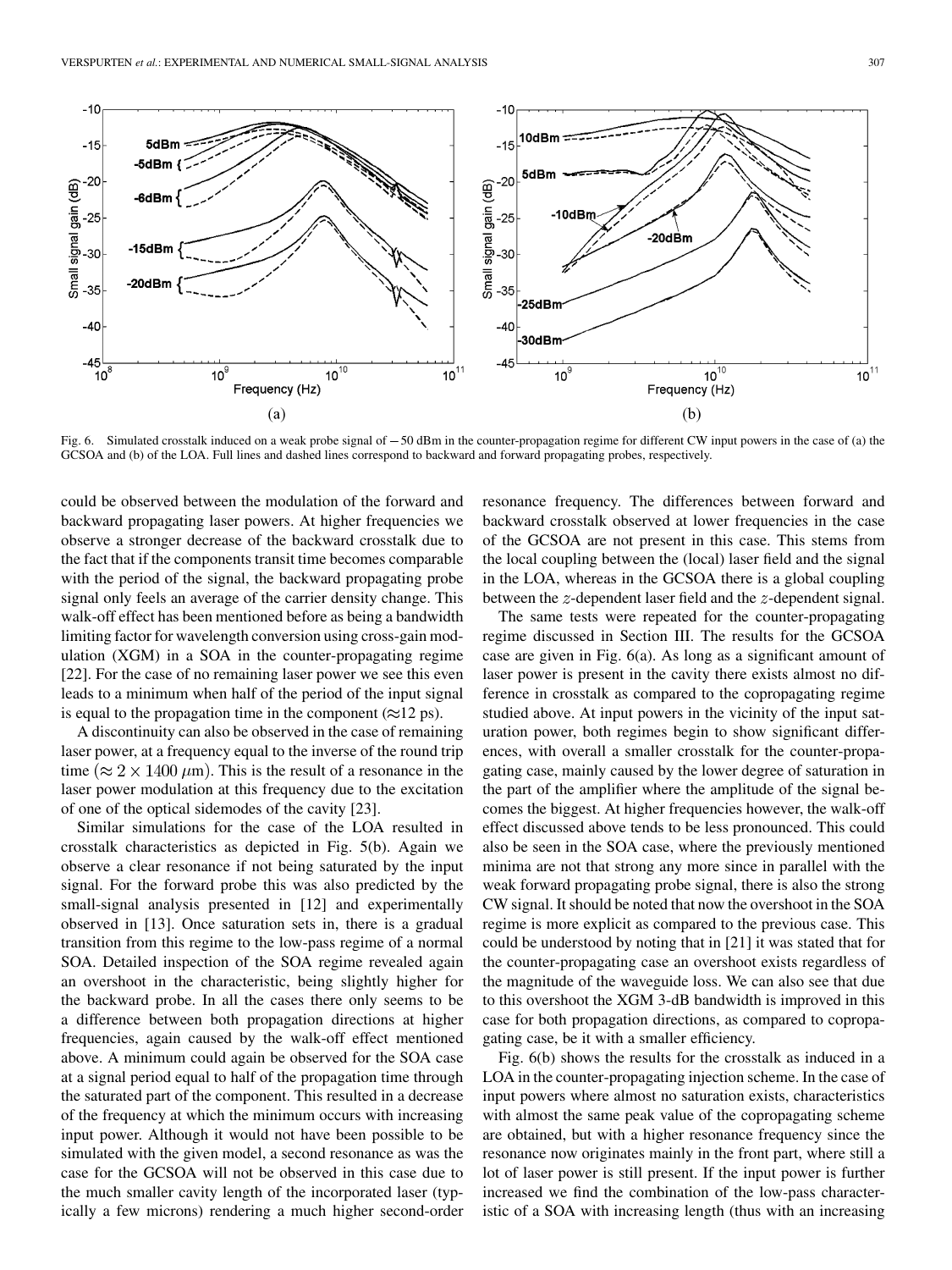-10
-15
-20
-25
-30
-35
-40
-45

Small signal gain (dB)

5dBm
-5dBm
-6dBm
-15dBm
-20dBm

$10^8$ $10^9$ $10^{10}$ $10^{11}$

Frequency (Hz)

(a)

-10
-15
-20
-25
-30
-35
-40
-45

Small signal gain (dB)

10dBm
5dBm
-10dBm
-20dBm
-25dBm
-30dBm

$10^9$ $10^{10}$ $10^{11}$

Frequency (Hz)

(b)

Fig. 6. Simulated crosstalk induced on a weak probe signal of −50 dBm in the counter-propagation regime for different CW input powers in the case of (a) the GCSOA and (b) of the LOA. Full lines and dashed lines correspond to backward and forward propagating probes, respectively.

could be observed between the modulation of the forward and backward propagating laser powers. At higher frequencies we observe a stronger decrease of the backward crosstalk due to the fact that if the components transit time becomes comparable with the period of the signal, the backward propagating probe signal only feels an average of the carrier density change. This walk-off effect has been mentioned before as being a bandwidth limiting factor for wavelength conversion using cross-gain modulation (XGM) in a SOA in the counter-propagating regime [22]. For the case of no remaining laser power we see this even leads to a minimum when half of the period of the input signal is equal to the propagation time in the component ($\approx$12 ps).

A discontinuity can also be observed in the case of remaining laser power, at a frequency equal to the inverse of the round trip time ($\approx 2 \times 1400\ \mu$m). This is the result of a resonance in the laser power modulation at this frequency due to the excitation of one of the optical sidemodes of the cavity [23].

Similar simulations for the case of the LOA resulted in crosstalk characteristics as depicted in Fig. 5(b). Again we observe a clear resonance if not being saturated by the input signal. For the forward probe this was also predicted by the small-signal analysis presented in [12] and experimentally observed in [13]. Once saturation sets in, there is a gradual transition from this regime to the low-pass regime of a normal SOA. Detailed inspection of the SOA regime revealed again an overshoot in the characteristic, being slightly higher for the backward probe. In all the cases there only seems to be a difference between both propagation directions at higher frequencies, again caused by the walk-off effect mentioned above. A minimum could again be observed for the SOA case at a signal period equal to half of the propagation time through the saturated part of the component. This resulted in a decrease of the frequency at which the minimum occurs with increasing input power. Although it would not have been possible to be simulated with the given model, a second resonance as was the case for the GCSOA will not be observed in this case due to the much smaller cavity length of the incorporated laser (typically a few microns) rendering a much higher second-order resonance frequency. The differences between forward and backward crosstalk observed at lower frequencies in the case of the GCSOA are not present in this case. This stems from the local coupling between the (local) laser field and the signal in the LOA, whereas in the GCSOA there is a global coupling between the $z$-dependent laser field and the $z$-dependent signal.

The same tests were repeated for the counter-propagating regime discussed in Section III. The results for the GCSOA case are given in Fig. 6(a). As long as a significant amount of laser power is present in the cavity there exists almost no difference in crosstalk as compared to the copropagating regime studied above. At input powers in the vicinity of the input saturation power, both regimes begin to show significant differences, with overall a smaller crosstalk for the counter-propagating case, mainly caused by the lower degree of saturation in the part of the amplifier where the amplitude of the signal becomes the biggest. At higher frequencies however, the walk-off effect discussed above tends to be less pronounced. This could also be seen in the SOA case, where the previously mentioned minima are not that strong any more since in parallel with the weak forward propagating probe signal, there is also the strong CW signal. It should be noted that now the overshoot in the SOA regime is more explicit as compared to the previous case. This could be understood by noting that in [21] it was stated that for the counter-propagating case an overshoot exists regardless of the magnitude of the waveguide loss. We can also see that due to this overshoot the XGM 3-dB bandwidth is improved in this case for both propagation directions, as compared to copropagating case, be it with a smaller efficiency.

Fig. 6(b) shows the results for the crosstalk as induced in a LOA in the counter-propagating injection scheme. In the case of input powers where almost no saturation exists, characteristics with almost the same peak value of the copropagating scheme are obtained, but with a higher resonance frequency since the resonance now originates mainly in the front part, where still a lot of laser power is still present. If the input power is further increased we find the combination of the low-pass characteristic of a SOA with increasing length (thus with an increasing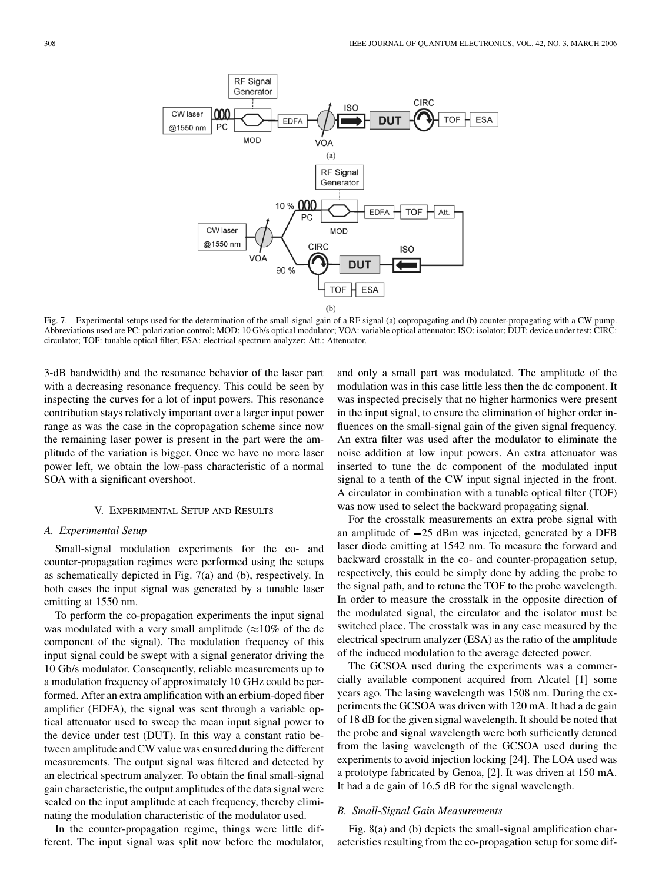RF Signal Generator

CW laser @1550 nm

PC

MOD

EDFA

VOA

ISO

DUT

CIRC

TOF

ESA

(a)

RF Signal Generator

10 %

PC

MOD

EDFA

TOF

Att.

CW laser @1550 nm

VOA

90 %

CIRC

DUT

ISO

TOF

ESA

(b)

Fig. 7. Experimental setups used for the determination of the small-signal gain of a RF signal (a) copropagating and (b) counter-propagating with a CW pump. Abbreviations used are PC: polarization control; MOD: 10 Gb/s optical modulator; VOA: variable optical attenuator; ISO: isolator; DUT: device under test; CIRC: circulator; TOF: tunable optical filter; ESA: electrical spectrum analyzer; Att.: Attenuator.

3-dB bandwidth) and the resonance behavior of the laser part with a decreasing resonance frequency. This could be seen by inspecting the curves for a lot of input powers. This resonance contribution stays relatively important over a larger input power range as was the case in the copropagation scheme since now the remaining laser power is present in the part were the amplitude of the variation is bigger. Once we have no more laser power left, we obtain the low-pass characteristic of a normal SOA with a significant overshoot.

## V. Experimental Setup and Results

### A. Experimental Setup

Small-signal modulation experiments for the co- and counter-propagation regimes were performed using the setups as schematically depicted in Fig. 7(a) and (b), respectively. In both cases the input signal was generated by a tunable laser emitting at 1550 nm.

To perform the co-propagation experiments the input signal was modulated with a very small amplitude ($\approx$10% of the dc component of the signal). The modulation frequency of this input signal could be swept with a signal generator driving the 10 Gb/s modulator. Consequently, reliable measurements up to a modulation frequency of approximately 10 GHz could be performed. After an extra amplification with an erbium-doped fiber amplifier (EDFA), the signal was sent through a variable optical attenuator used to sweep the mean input signal power to the device under test (DUT). In this way a constant ratio between amplitude and CW value was ensured during the different measurements. The output signal was filtered and detected by an electrical spectrum analyzer. To obtain the final small-signal gain characteristic, the output amplitudes of the data signal were scaled on the input amplitude at each frequency, thereby eliminating the modulation characteristic of the modulator used.

In the counter-propagation regime, things were little different. The input signal was split now before the modulator, and only a small part was modulated. The amplitude of the modulation was in this case little less then the dc component. It was inspected precisely that no higher harmonics were present in the input signal, to ensure the elimination of higher order influences on the small-signal gain of the given signal frequency. An extra filter was used after the modulator to eliminate the noise addition at low input powers. An extra attenuator was inserted to tune the dc component of the modulated input signal to a tenth of the CW input signal injected in the front. A circulator in combination with a tunable optical filter (TOF) was now used to select the backward propagating signal.

For the crosstalk measurements an extra probe signal with an amplitude of $-25$ dBm was injected, generated by a DFB laser diode emitting at 1542 nm. To measure the forward and backward crosstalk in the co- and counter-propagation setup, respectively, this could be simply done by adding the probe to the signal path, and to retune the TOF to the probe wavelength. In order to measure the crosstalk in the opposite direction of the modulated signal, the circulator and the isolator must be switched place. The crosstalk was in any case measured by the electrical spectrum analyzer (ESA) as the ratio of the amplitude of the induced modulation to the average detected power.

The GCSOA used during the experiments was a commercially available component acquired from Alcatel [1] some years ago. The lasing wavelength was 1508 nm. During the experiments the GCSOA was driven with 120 mA. It had a dc gain of 18 dB for the given signal wavelength. It should be noted that the probe and signal wavelength were both sufficiently detuned from the lasing wavelength of the GCSOA used during the experiments to avoid injection locking [24]. The LOA used was a prototype fabricated by Genoa, [2]. It was driven at 150 mA. It had a dc gain of 16.5 dB for the signal wavelength.

### B. Small-Signal Gain Measurements

Fig. 8(a) and (b) depicts the small-signal amplification characteristics resulting from the co-propagation setup for some dif-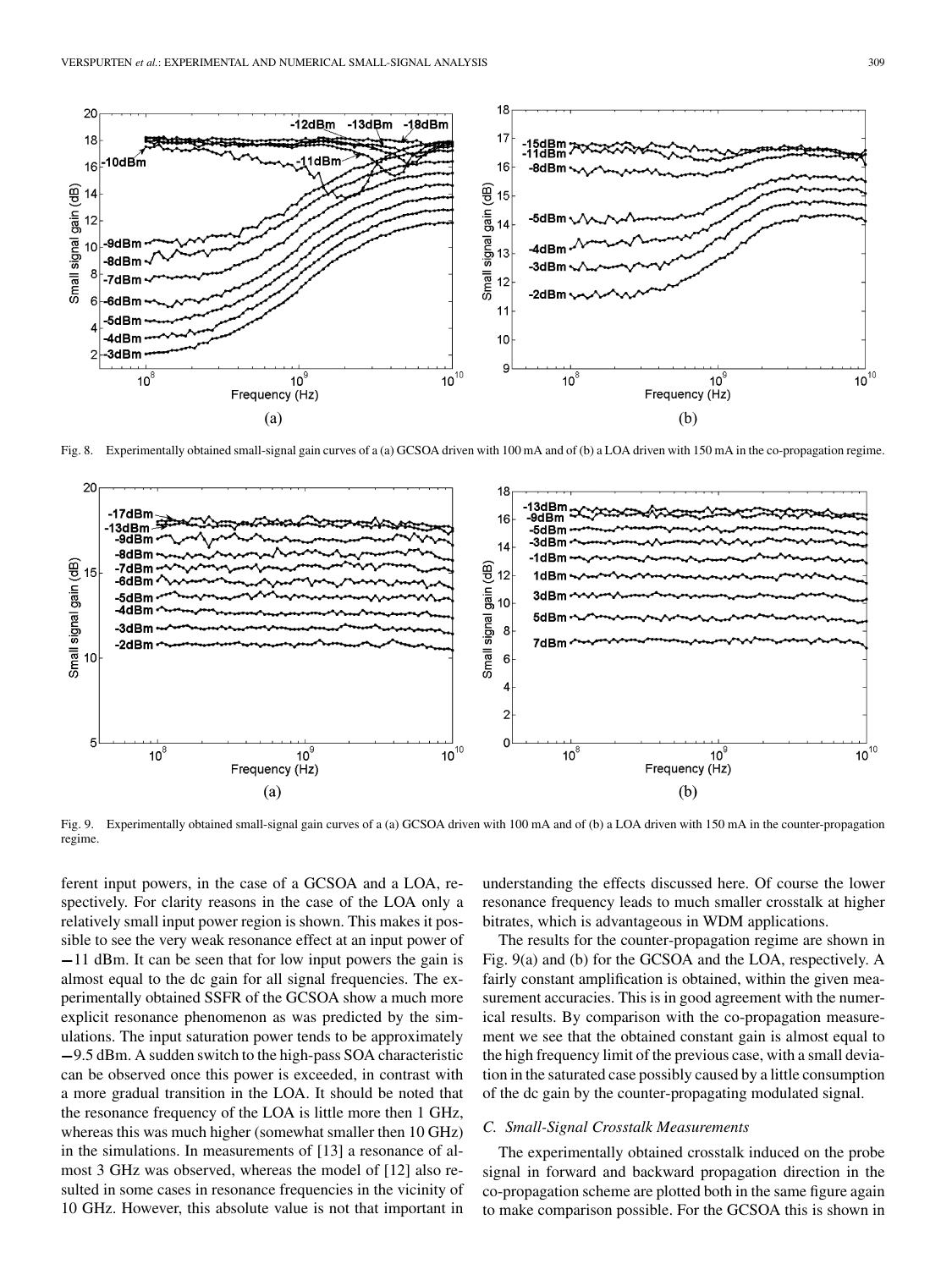Fig. 8. Experimentally obtained small-signal gain curves of a (a) GCSOA driven with 100 mA and of (b) a LOA driven with 150 mA in the co-propagation regime.

Fig. 9. Experimentally obtained small-signal gain curves of a (a) GCSOA driven with 100 mA and of (b) a LOA driven with 150 mA in the counter-propagation regime.

ferent input powers, in the case of a GCSOA and a LOA, respectively. For clarity reasons in the case of the LOA only a relatively small input power region is shown. This makes it possible to see the very weak resonance effect at an input power of −11 dBm. It can be seen that for low input powers the gain is almost equal to the dc gain for all signal frequencies. The experimentally obtained SSFR of the GCSOA show a much more explicit resonance phenomenon as was predicted by the simulations. The input saturation power tends to be approximately −9.5 dBm. A sudden switch to the high-pass SOA characteristic can be observed once this power is exceeded, in contrast with a more gradual transition in the LOA. It should be noted that the resonance frequency of the LOA is little more then 1 GHz, whereas this was much higher (somewhat smaller then 10 GHz) in the simulations. In measurements of [13] a resonance of almost 3 GHz was observed, whereas the model of [12] also resulted in some cases in resonance frequencies in the vicinity of 10 GHz. However, this absolute value is not that important in understanding the effects discussed here. Of course the lower resonance frequency leads to much smaller crosstalk at higher bitrates, which is advantageous in WDM applications.

The results for the counter-propagation regime are shown in Fig. 9(a) and (b) for the GCSOA and the LOA, respectively. A fairly constant amplification is obtained, within the given measurement accuracies. This is in good agreement with the numerical results. By comparison with the co-propagation measurement we see that the obtained constant gain is almost equal to the high frequency limit of the previous case, with a small deviation in the saturated case possibly caused by a little consumption of the dc gain by the counter-propagating modulated signal.

### C. Small-Signal Crosstalk Measurements

The experimentally obtained crosstalk induced on the probe signal in forward and backward propagation direction in the co-propagation scheme are plotted both in the same figure again to make comparison possible. For the GCSOA this is shown in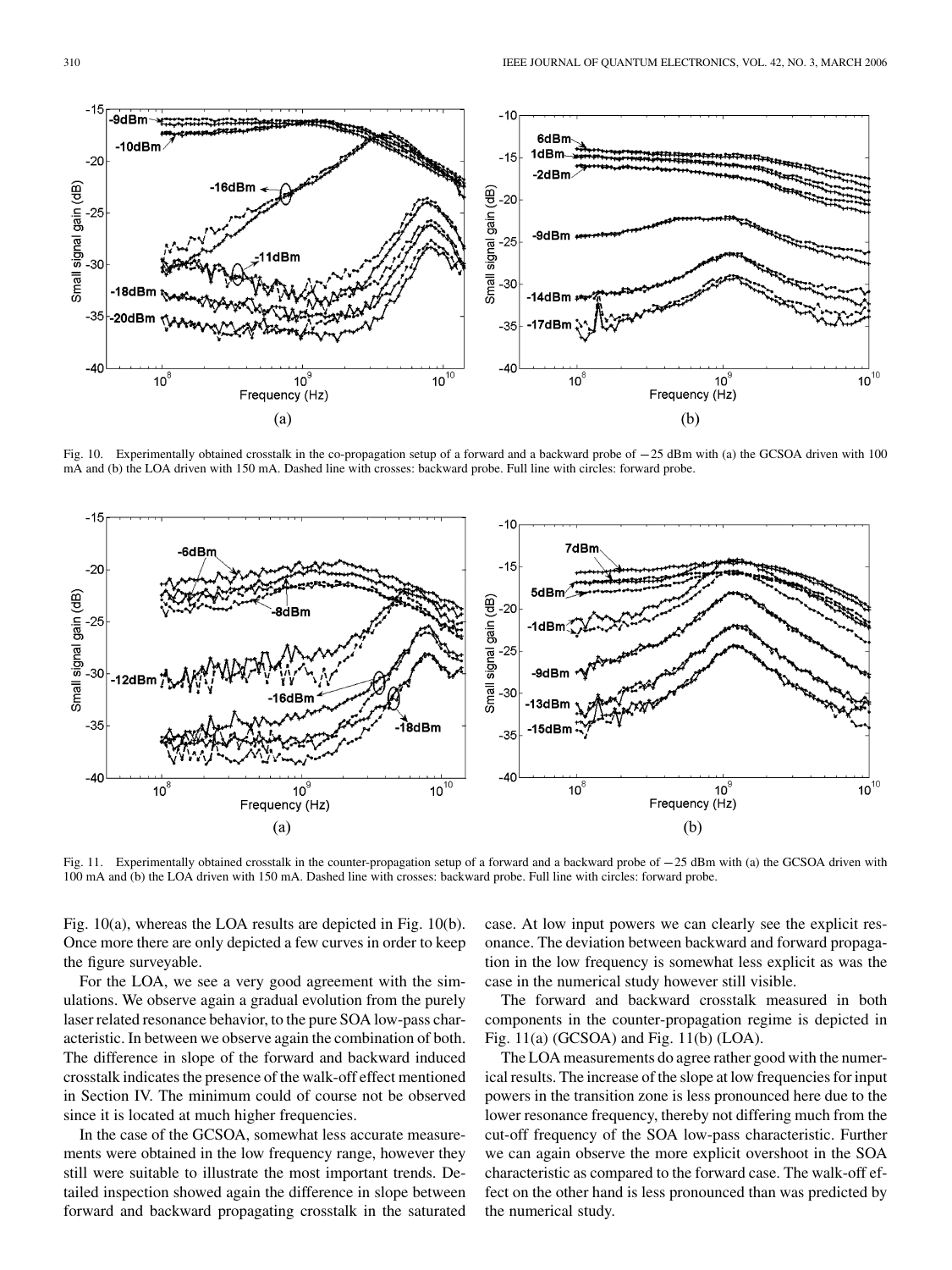Fig. 10. Experimentally obtained crosstalk in the co-propagation setup of a forward and a backward probe of −25 dBm with (a) the GCSOA driven with 100 mA and (b) the LOA driven with 150 mA. Dashed line with crosses: backward probe. Full line with circles: forward probe.

Fig. 11. Experimentally obtained crosstalk in the counter-propagation setup of a forward and a backward probe of −25 dBm with (a) the GCSOA driven with 100 mA and (b) the LOA driven with 150 mA. Dashed line with crosses: backward probe. Full line with circles: forward probe.

Fig. 10(a), whereas the LOA results are depicted in Fig. 10(b). Once more there are only depicted a few curves in order to keep the figure surveyable.

For the LOA, we see a very good agreement with the simulations. We observe again a gradual evolution from the purely laser related resonance behavior, to the pure SOA low-pass characteristic. In between we observe again the combination of both. The difference in slope of the forward and backward induced crosstalk indicates the presence of the walk-off effect mentioned in Section IV. The minimum could of course not be observed since it is located at much higher frequencies.

In the case of the GCSOA, somewhat less accurate measurements were obtained in the low frequency range, however they still were suitable to illustrate the most important trends. Detailed inspection showed again the difference in slope between forward and backward propagating crosstalk in the saturated case. At low input powers we can clearly see the explicit resonance. The deviation between backward and forward propagation in the low frequency is somewhat less explicit as was the case in the numerical study however still visible.

The forward and backward crosstalk measured in both components in the counter-propagation regime is depicted in Fig. 11(a) (GCSOA) and Fig. 11(b) (LOA).

The LOA measurements do agree rather good with the numerical results. The increase of the slope at low frequencies for input powers in the transition zone is less pronounced here due to the lower resonance frequency, thereby not differing much from the cut-off frequency of the SOA low-pass characteristic. Further we can again observe the more explicit overshoot in the SOA characteristic as compared to the forward case. The walk-off effect on the other hand is less pronounced than was predicted by the numerical study.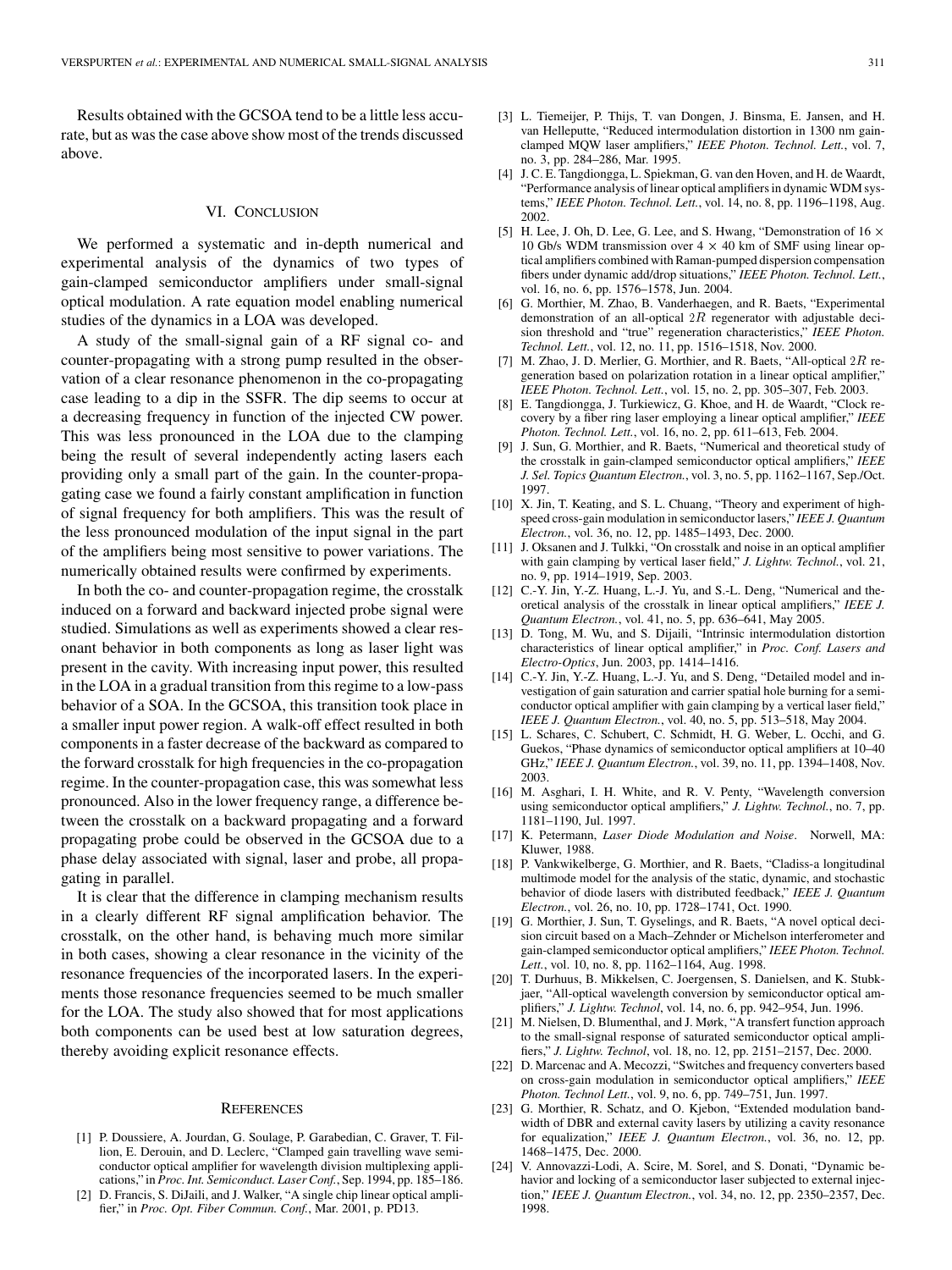Results obtained with the GCSOA tend to be a little less accurate, but as was the case above show most of the trends discussed above.

## VI. Conclusion

We performed a systematic and in-depth numerical and experimental analysis of the dynamics of two types of gain-clamped semiconductor amplifiers under small-signal optical modulation. A rate equation model enabling numerical studies of the dynamics in a LOA was developed.

A study of the small-signal gain of a RF signal co- and counter-propagating with a strong pump resulted in the observation of a clear resonance phenomenon in the co-propagating case leading to a dip in the SSFR. The dip seems to occur at a decreasing frequency in function of the injected CW power. This was less pronounced in the LOA due to the clamping being the result of several independently acting lasers each providing only a small part of the gain. In the counter-propagating case we found a fairly constant amplification in function of signal frequency for both amplifiers. This was the result of the less pronounced modulation of the input signal in the part of the amplifiers being most sensitive to power variations. The numerically obtained results were confirmed by experiments.

In both the co- and counter-propagation regime, the crosstalk induced on a forward and backward injected probe signal were studied. Simulations as well as experiments showed a clear resonant behavior in both components as long as laser light was present in the cavity. With increasing input power, this resulted in the LOA in a gradual transition from this regime to a low-pass behavior of a SOA. In the GCSOA, this transition took place in a smaller input power region. A walk-off effect resulted in both components in a faster decrease of the backward as compared to the forward crosstalk for high frequencies in the co-propagation regime. In the counter-propagation case, this was somewhat less pronounced. Also in the lower frequency range, a difference between the crosstalk on a backward propagating and a forward propagating probe could be observed in the GCSOA due to a phase delay associated with signal, laser and probe, all propagating in parallel.

It is clear that the difference in clamping mechanism results in a clearly different RF signal amplification behavior. The crosstalk, on the other hand, is behaving much more similar in both cases, showing a clear resonance in the vicinity of the resonance frequencies of the incorporated lasers. In the experiments those resonance frequencies seemed to be much smaller for the LOA. The study also showed that for most applications both components can be used best at low saturation degrees, thereby avoiding explicit resonance effects.

## References

[1] P. Doussiere, A. Jourdan, G. Soulage, P. Garabedian, C. Graver, T. Fillion, E. Derouin, and D. Leclerc, "Clamped gain travelling wave semiconductor optical amplifier for wavelength division multiplexing applications," in *Proc. Int. Semiconduct. Laser Conf.*, Sep. 1994, pp. 185–186.

[2] D. Francis, S. DiJaili, and J. Walker, "A single chip linear optical amplifier," in *Proc. Opt. Fiber Commun. Conf.*, Mar. 2001, p. PD13.

[3] L. Tiemeijer, P. Thijs, T. van Dongen, J. Binsma, E. Jansen, and H. van Helleputte, "Reduced intermodulation distortion in 1300 nm gain-clamped MQW laser amplifiers," *IEEE Photon. Technol. Lett.*, vol. 7, no. 3, pp. 284–286, Mar. 1995.

[4] J. C. E. Tangdiongga, L. Spiekman, G. van den Hoven, and H. de Waardt, "Performance analysis of linear optical amplifiers in dynamic WDM systems," *IEEE Photon. Technol. Lett.*, vol. 14, no. 8, pp. 1196–1198, Aug. 2002.

[5] H. Lee, J. Oh, D. Lee, G. Lee, and S. Hwang, "Demonstration of 16 × 10 Gb/s WDM transmission over 4 × 40 km of SMF using linear optical amplifiers combined with Raman-pumped dispersion compensation fibers under dynamic add/drop situations," *IEEE Photon. Technol. Lett.*, vol. 16, no. 6, pp. 1576–1578, Jun. 2004.

[6] G. Morthier, M. Zhao, B. Vanderhaegen, and R. Baets, "Experimental demonstration of an all-optical $2R$ regenerator with adjustable decision threshold and "true" regeneration characteristics," *IEEE Photon. Technol. Lett.*, vol. 12, no. 11, pp. 1516–1518, Nov. 2000.

[7] M. Zhao, J. D. Merlier, G. Morthier, and R. Baets, "All-optical $2R$ regeneration based on polarization rotation in a linear optical amplifier," *IEEE Photon. Technol. Lett.*, vol. 15, no. 2, pp. 305–307, Feb. 2003.

[8] E. Tangdiongga, J. Turkiewicz, G. Khoe, and H. de Waardt, "Clock recovery by a fiber ring laser employing a linear optical amplifier," *IEEE Photon. Technol. Lett.*, vol. 16, no. 2, pp. 611–613, Feb. 2004.

[9] J. Sun, G. Morthier, and R. Baets, "Numerical and theoretical study of the crosstalk in gain-clamped semiconductor optical amplifiers," *IEEE J. Sel. Topics Quantum Electron.*, vol. 3, no. 5, pp. 1162–1167, Sep./Oct. 1997.

[10] X. Jin, T. Keating, and S. L. Chuang, "Theory and experiment of high-speed cross-gain modulation in semiconductor lasers," *IEEE J. Quantum Electron.*, vol. 36, no. 12, pp. 1485–1493, Dec. 2000.

[11] J. Oksanen and J. Tulkki, "On crosstalk and noise in an optical amplifier with gain clamping by vertical laser field," *J. Lightw. Technol.*, vol. 21, no. 9, pp. 1914–1919, Sep. 2003.

[12] C.-Y. Jin, Y.-Z. Huang, L.-J. Yu, and S.-L. Deng, "Numerical and theoretical analysis of the crosstalk in linear optical amplifiers," *IEEE J. Quantum Electron.*, vol. 41, no. 5, pp. 636–641, May 2005.

[13] D. Tong, M. Wu, and S. Dijaili, "Intrinsic intermodulation distortion characteristics of linear optical amplifier," in *Proc. Conf. Lasers and Electro-Optics*, Jun. 2003, pp. 1414–1416.

[14] C.-Y. Jin, Y.-Z. Huang, L.-J. Yu, and S. Deng, "Detailed model and investigation of gain saturation and carrier spatial hole burning for a semiconductor optical amplifier with gain clamping by a vertical laser field," *IEEE J. Quantum Electron.*, vol. 40, no. 5, pp. 513–518, May 2004.

[15] L. Schares, C. Schubert, C. Schmidt, H. G. Weber, L. Occhi, and G. Guekos, "Phase dynamics of semiconductor optical amplifiers at 10–40 GHz," *IEEE J. Quantum Electron.*, vol. 39, no. 11, pp. 1394–1408, Nov. 2003.

[16] M. Asghari, I. H. White, and R. V. Penty, "Wavelength conversion using semiconductor optical amplifiers," *J. Lightw. Technol.*, no. 7, pp. 1181–1190, Jul. 1997.

[17] K. Petermann, *Laser Diode Modulation and Noise*. Norwell, MA: Kluwer, 1988.

[18] P. Vankwikelberge, G. Morthier, and R. Baets, "Cladiss-a longitudinal multimode model for the analysis of the static, dynamic, and stochastic behavior of diode lasers with distributed feedback," *IEEE J. Quantum Electron.*, vol. 26, no. 10, pp. 1728–1741, Oct. 1990.

[19] G. Morthier, J. Sun, T. Gyselings, and R. Baets, "A novel optical decision circuit based on a Mach–Zehnder or Michelson interferometer and gain-clamped semiconductor optical amplifiers," *IEEE Photon. Technol. Lett.*, vol. 10, no. 8, pp. 1162–1164, Aug. 1998.

[20] T. Durhuus, B. Mikkelsen, C. Joergensen, S. Danielsen, and K. Stubkjaer, "All-optical wavelength conversion by semiconductor optical amplifiers," *J. Lightw. Technol*, vol. 14, no. 6, pp. 942–954, Jun. 1996.

[21] M. Nielsen, D. Blumenthal, and J. Mørk, "A transfert function approach to the small-signal response of saturated semiconductor optical amplifiers," *J. Lightw. Technol*, vol. 18, no. 12, pp. 2151–2157, Dec. 2000.

[22] D. Marcenac and A. Mecozzi, "Switches and frequency converters based on cross-gain modulation in semiconductor optical amplifiers," *IEEE Photon. Technol Lett.*, vol. 9, no. 6, pp. 749–751, Jun. 1997.

[23] G. Morthier, R. Schatz, and O. Kjebon, "Extended modulation bandwidth of DBR and external cavity lasers by utilizing a cavity resonance for equalization," *IEEE J. Quantum Electron.*, vol. 36, no. 12, pp. 1468–1475, Dec. 2000.

[24] V. Annovazzi-Lodi, A. Scire, M. Sorel, and S. Donati, "Dynamic behavior and locking of a semiconductor laser subjected to external injection," *IEEE J. Quantum Electron.*, vol. 34, no. 12, pp. 2350–2357, Dec. 1998.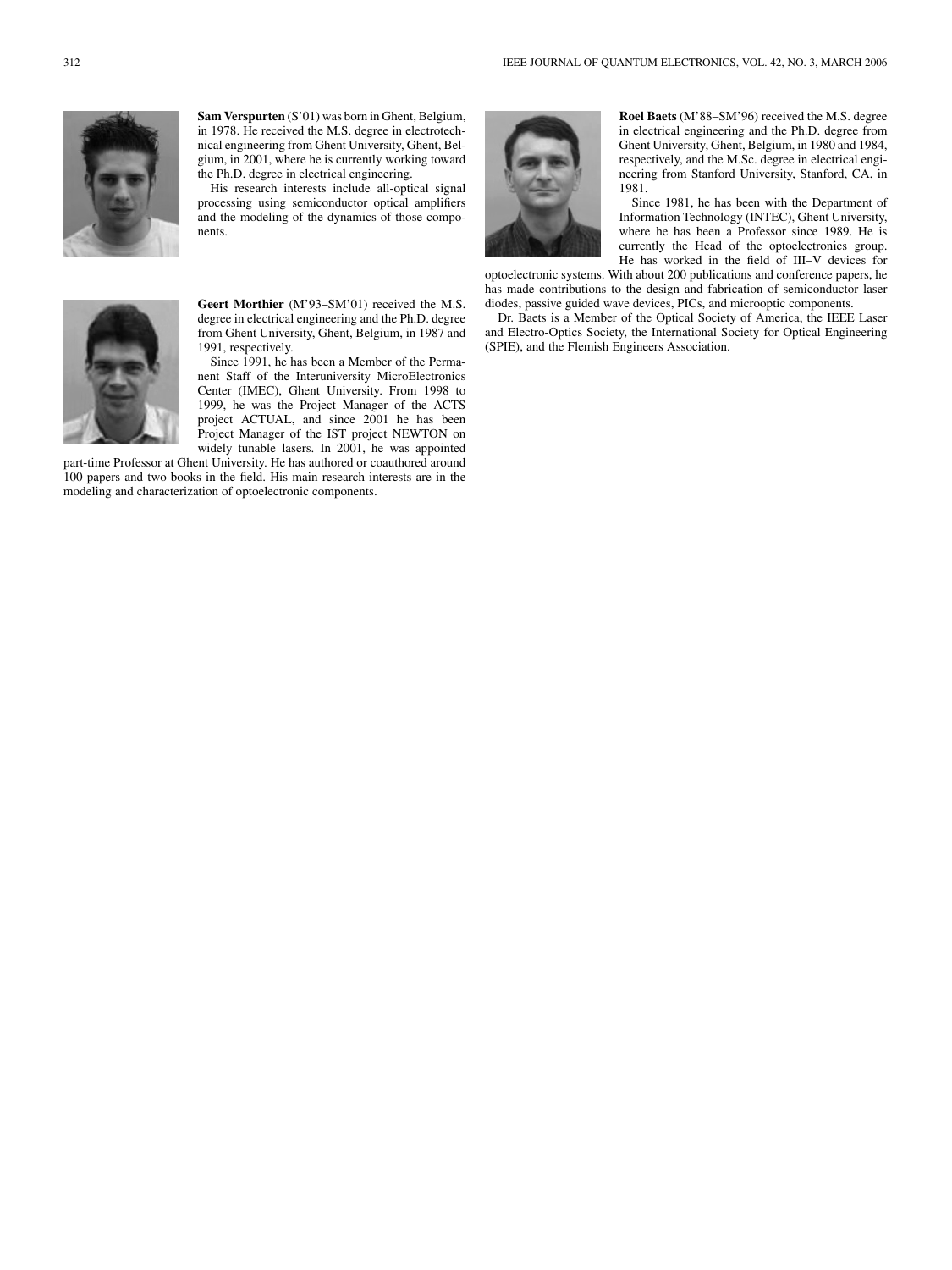**Sam Verspurten** (S'01) was born in Ghent, Belgium, in 1978. He received the M.S. degree in electrotechnical engineering from Ghent University, Ghent, Belgium, in 2001, where he is currently working toward the Ph.D. degree in electrical engineering.

His research interests include all-optical signal processing using semiconductor optical amplifiers and the modeling of the dynamics of those components.

**Geert Morthier** (M'93–SM'01) received the M.S. degree in electrical engineering and the Ph.D. degree from Ghent University, Ghent, Belgium, in 1987 and 1991, respectively.

Since 1991, he has been a Member of the Permanent Staff of the Interuniversity MicroElectronics Center (IMEC), Ghent University. From 1998 to 1999, he was the Project Manager of the ACTS project ACTUAL, and since 2001 he has been Project Manager of the IST project NEWTON on widely tunable lasers. In 2001, he was appointed part-time Professor at Ghent University. He has authored or coauthored around 100 papers and two books in the field. His main research interests are in the modeling and characterization of optoelectronic components.

**Roel Baets** (M'88–SM'96) received the M.S. degree in electrical engineering and the Ph.D. degree from Ghent University, Ghent, Belgium, in 1980 and 1984, respectively, and the M.Sc. degree in electrical engineering from Stanford University, Stanford, CA, in 1981.

Since 1981, he has been with the Department of Information Technology (INTEC), Ghent University, where he has been a Professor since 1989. He is currently the Head of the optoelectronics group. He has worked in the field of III–V devices for optoelectronic systems. With about 200 publications and conference papers, he has made contributions to the design and fabrication of semiconductor laser diodes, passive guided wave devices, PICs, and microoptic components.

Dr. Baets is a Member of the Optical Society of America, the IEEE Laser and Electro-Optics Society, the International Society for Optical Engineering (SPIE), and the Flemish Engineers Association.